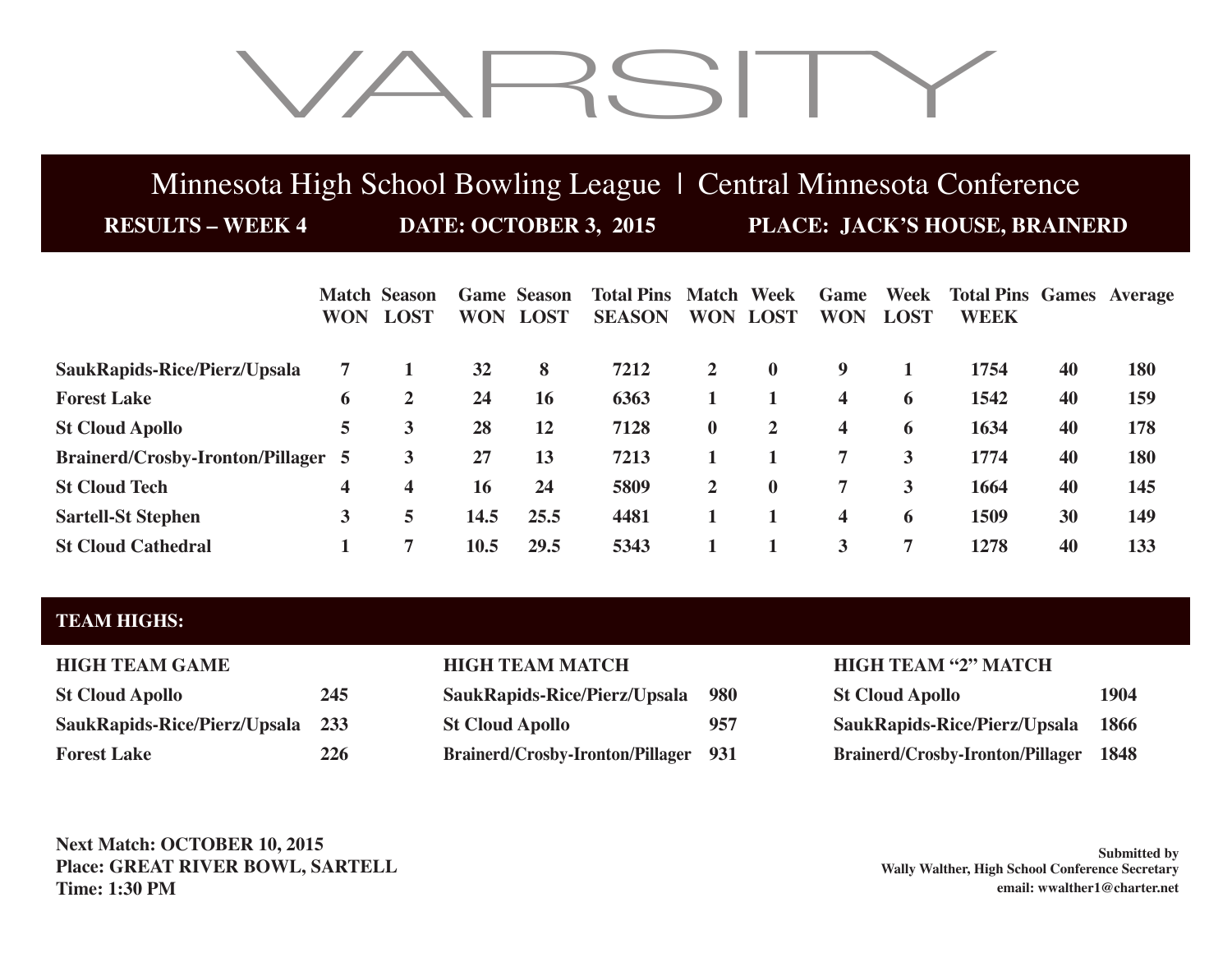# VARSITY

## Minnesota High School Bowling League | Central Minnesota Conference

**RESULTS – WEEK 4** **DATE: OCTOBER 3, 2015** **PLACE: JACK'S HOUSE, BRAINERD**

| | Match WON | Season LOST | Game WON | Season LOST | Total Pins SEASON | Match WON | Week LOST | Game WON | Week LOST | Total Pins WEEK | Games | Average |
|---|---|---|---|---|---|---|---|---|---|---|---|---|
| **SaukRapids-Rice/Pierz/Upsala** | 7 | 1 | 32 | 8 | 7212 | 2 | 0 | 9 | 1 | 1754 | 40 | 180 |
| **Forest Lake** | 6 | 2 | 24 | 16 | 6363 | 1 | 1 | 4 | 6 | 1542 | 40 | 159 |
| **St Cloud Apollo** | 5 | 3 | 28 | 12 | 7128 | 0 | 2 | 4 | 6 | 1634 | 40 | 178 |
| **Brainerd/Crosby-Ironton/Pillager** | 5 | 3 | 27 | 13 | 7213 | 1 | 1 | 7 | 3 | 1774 | 40 | 180 |
| **St Cloud Tech** | 4 | 4 | 16 | 24 | 5809 | 2 | 0 | 7 | 3 | 1664 | 40 | 145 |
| **Sartell-St Stephen** | 3 | 5 | 14.5 | 25.5 | 4481 | 1 | 1 | 4 | 6 | 1509 | 30 | 149 |
| **St Cloud Cathedral** | 1 | 7 | 10.5 | 29.5 | 5343 | 1 | 1 | 3 | 7 | 1278 | 40 | 133 |

## TEAM HIGHS:

| HIGH TEAM GAME | |
|---|---|
| St Cloud Apollo | 245 |
| SaukRapids-Rice/Pierz/Upsala | 233 |
| Forest Lake | 226 |

| HIGH TEAM MATCH | |
|---|---|
| SaukRapids-Rice/Pierz/Upsala | 980 |
| St Cloud Apollo | 957 |
| Brainerd/Crosby-Ironton/Pillager | 931 |

| HIGH TEAM "2" MATCH | |
|---|---|
| St Cloud Apollo | 1904 |
| SaukRapids-Rice/Pierz/Upsala | 1866 |
| Brainerd/Crosby-Ironton/Pillager | 1848 |

**Next Match: OCTOBER 10, 2015**
**Place: GREAT RIVER BOWL, SARTELL**
**Time: 1:30 PM**

**Submitted by**
**Wally Walther, High School Conference Secretary**
**email: wwalther1@charter.net**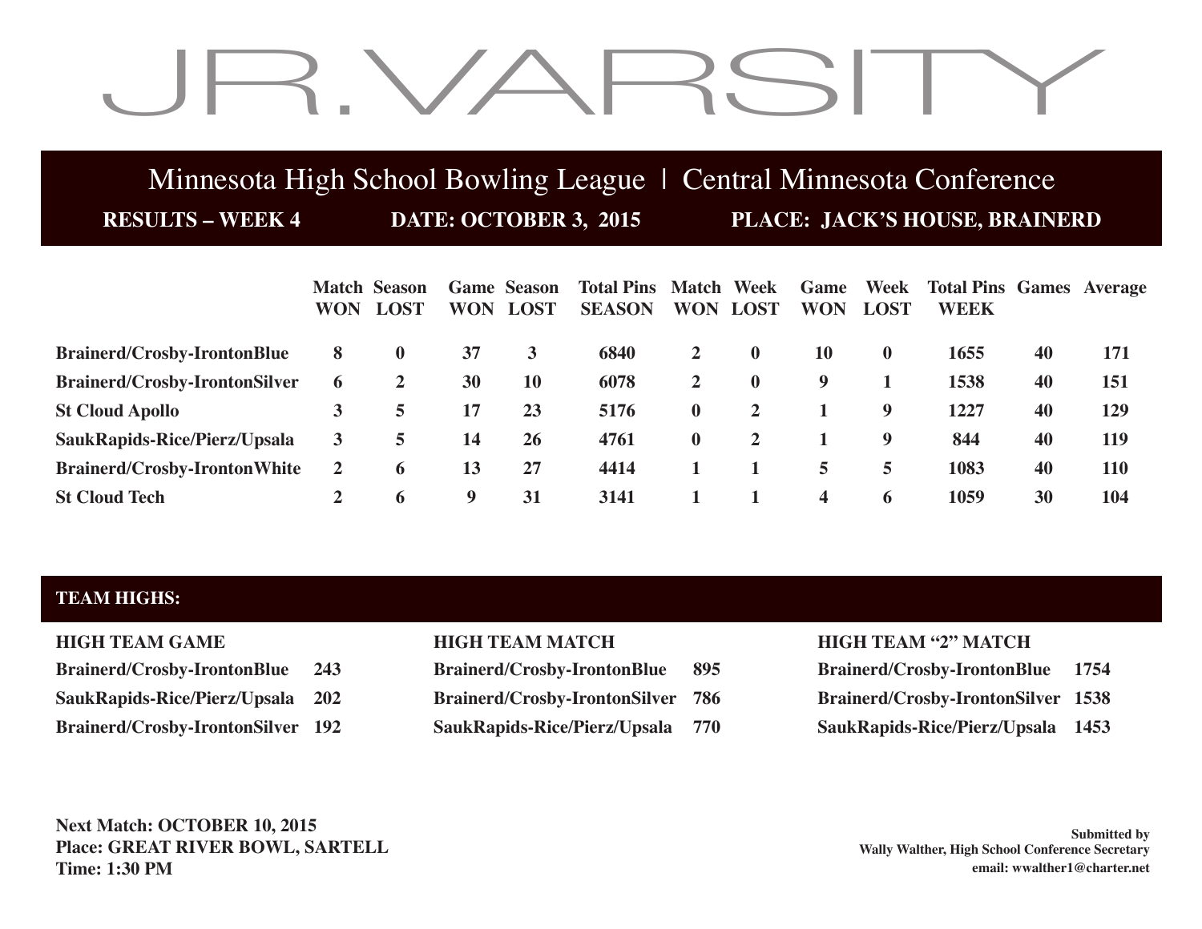# JR.VARSITY

## Minnesota High School Bowling League | Central Minnesota Conference

**RESULTS – WEEK 4** **DATE: OCTOBER 3, 2015** **PLACE: JACK'S HOUSE, BRAINERD**

| | Match WON | Season LOST | Game WON | Season LOST | Total Pins SEASON | Match WON | Week LOST | Game WON | Week LOST | Total Pins WEEK | Games | Average |
|---|---|---|---|---|---|---|---|---|---|---|---|---|
| **Brainerd/Crosby-IrontonBlue** | 8 | 0 | 37 | 3 | 6840 | 2 | 0 | 10 | 0 | 1655 | 40 | 171 |
| **Brainerd/Crosby-IrontonSilver** | 6 | 2 | 30 | 10 | 6078 | 2 | 0 | 9 | 1 | 1538 | 40 | 151 |
| **St Cloud Apollo** | 3 | 5 | 17 | 23 | 5176 | 0 | 2 | 1 | 9 | 1227 | 40 | 129 |
| **SaukRapids-Rice/Pierz/Upsala** | 3 | 5 | 14 | 26 | 4761 | 0 | 2 | 1 | 9 | 844 | 40 | 119 |
| **Brainerd/Crosby-IrontonWhite** | 2 | 6 | 13 | 27 | 4414 | 1 | 1 | 5 | 5 | 1083 | 40 | 110 |
| **St Cloud Tech** | 2 | 6 | 9 | 31 | 3141 | 1 | 1 | 4 | 6 | 1059 | 30 | 104 |

## TEAM HIGHS:

**HIGH TEAM GAME**

| | |
|---|---|
| Brainerd/Crosby-IrontonBlue | 243 |
| SaukRapids-Rice/Pierz/Upsala | 202 |
| Brainerd/Crosby-IrontonSilver | 192 |

**HIGH TEAM MATCH**

| | |
|---|---|
| Brainerd/Crosby-IrontonBlue | 895 |
| Brainerd/Crosby-IrontonSilver | 786 |
| SaukRapids-Rice/Pierz/Upsala | 770 |

**HIGH TEAM "2" MATCH**

| | |
|---|---|
| Brainerd/Crosby-IrontonBlue | 1754 |
| Brainerd/Crosby-IrontonSilver | 1538 |
| SaukRapids-Rice/Pierz/Upsala | 1453 |

**Next Match: OCTOBER 10, 2015**
**Place: GREAT RIVER BOWL, SARTELL**
**Time: 1:30 PM**

**Submitted by**
**Wally Walther, High School Conference Secretary**
**email: wwalther1@charter.net**